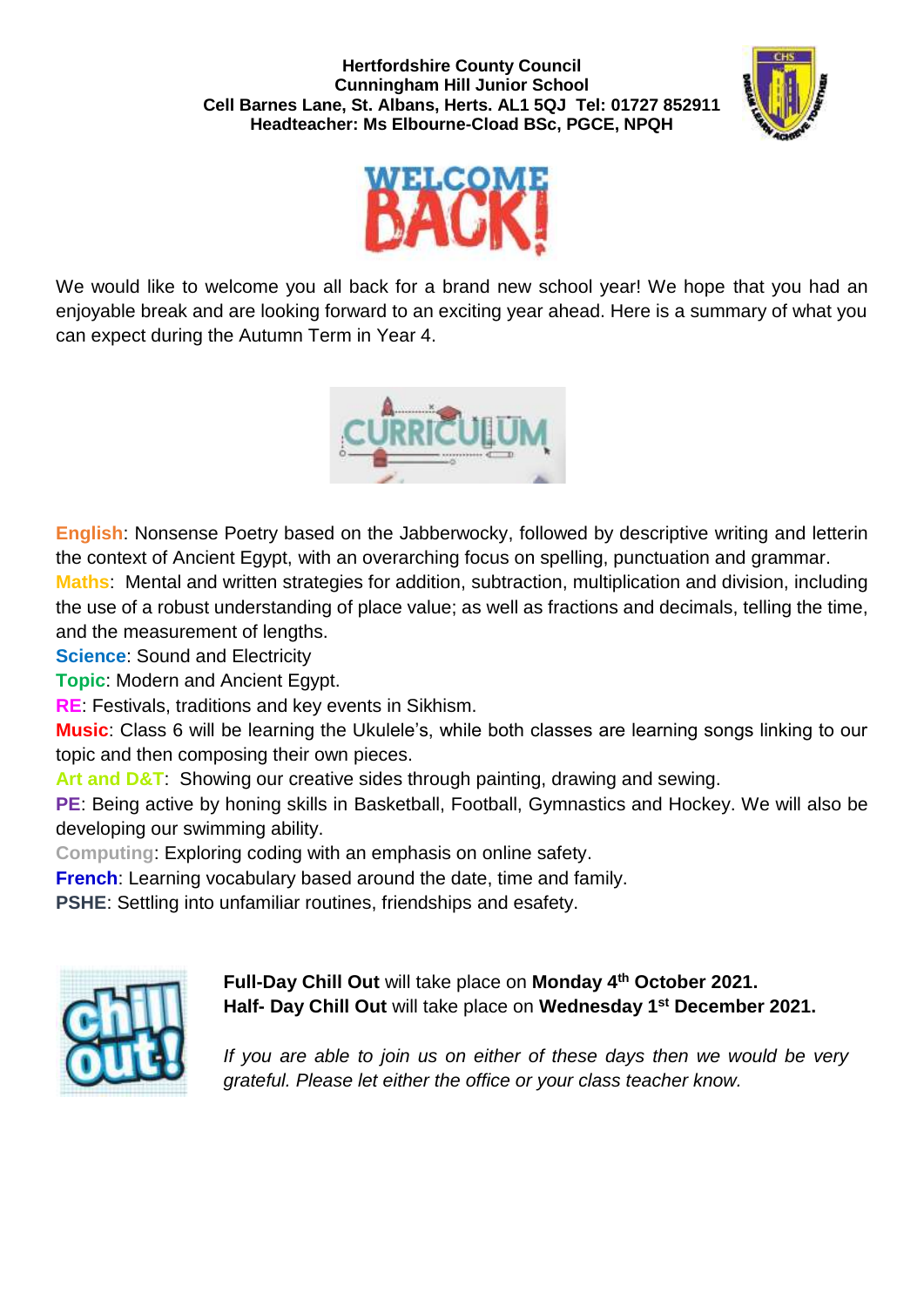**Hertfordshire County Council**
**Cunningham Hill Junior School**
**Cell Barnes Lane, St. Albans, Herts. AL1 5QJ Tel: 01727 852911**
**Headteacher: Ms Elbourne-Cload BSc, PGCE, NPQH**

# WELCOME BACK!

We would like to welcome you all back for a brand new school year! We hope that you had an enjoyable break and are looking forward to an exciting year ahead. Here is a summary of what you can expect during the Autumn Term in Year 4.

## CURRICULUM

**English**: Nonsense Poetry based on the Jabberwocky, followed by descriptive writing and letterin the context of Ancient Egypt, with an overarching focus on spelling, punctuation and grammar.
**Maths**: Mental and written strategies for addition, subtraction, multiplication and division, including the use of a robust understanding of place value; as well as fractions and decimals, telling the time, and the measurement of lengths.
**Science**: Sound and Electricity
**Topic**: Modern and Ancient Egypt.
**RE**: Festivals, traditions and key events in Sikhism.
**Music**: Class 6 will be learning the Ukulele's, while both classes are learning songs linking to our topic and then composing their own pieces.
**Art and D&T**: Showing our creative sides through painting, drawing and sewing.
**PE**: Being active by honing skills in Basketball, Football, Gymnastics and Hockey. We will also be developing our swimming ability.
**Computing**: Exploring coding with an emphasis on online safety.
**French**: Learning vocabulary based around the date, time and family.
**PSHE**: Settling into unfamiliar routines, friendships and esafety.

## chill out!

**Full-Day Chill Out** will take place on **Monday 4th October 2021.**
**Half- Day Chill Out** will take place on **Wednesday 1st December 2021.**

*If you are able to join us on either of these days then we would be very grateful. Please let either the office or your class teacher know.*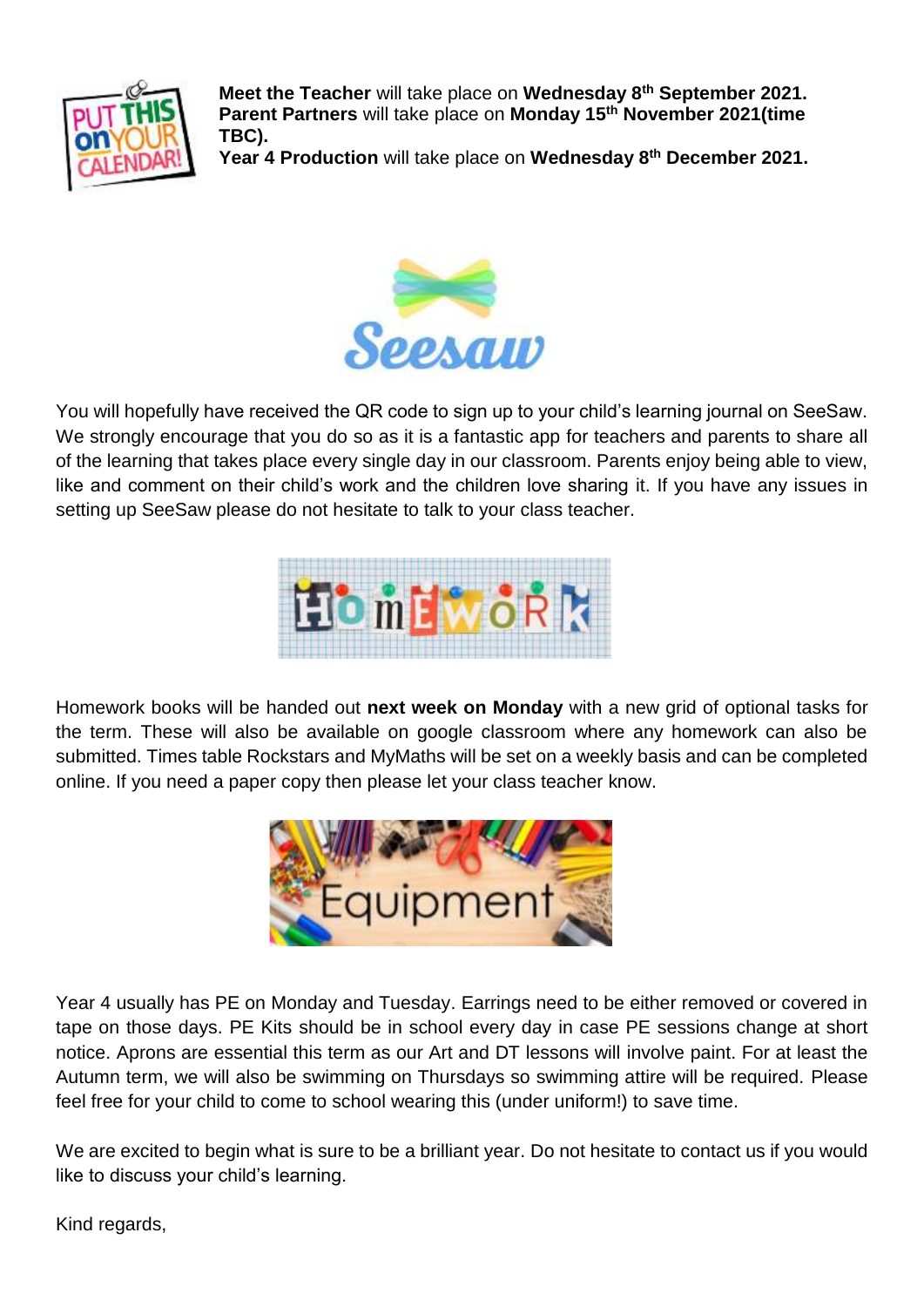**Meet the Teacher** will take place on **Wednesday 8th September 2021.**
**Parent Partners** will take place on **Monday 15th November 2021(time TBC).**
**Year 4 Production** will take place on **Wednesday 8th December 2021.**

You will hopefully have received the QR code to sign up to your child's learning journal on SeeSaw. We strongly encourage that you do so as it is a fantastic app for teachers and parents to share all of the learning that takes place every single day in our classroom. Parents enjoy being able to view, like and comment on their child's work and the children love sharing it. If you have any issues in setting up SeeSaw please do not hesitate to talk to your class teacher.

Homework books will be handed out **next week on Monday** with a new grid of optional tasks for the term. These will also be available on google classroom where any homework can also be submitted. Times table Rockstars and MyMaths will be set on a weekly basis and can be completed online. If you need a paper copy then please let your class teacher know.

Year 4 usually has PE on Monday and Tuesday. Earrings need to be either removed or covered in tape on those days. PE Kits should be in school every day in case PE sessions change at short notice. Aprons are essential this term as our Art and DT lessons will involve paint. For at least the Autumn term, we will also be swimming on Thursdays so swimming attire will be required. Please feel free for your child to come to school wearing this (under uniform!) to save time.

We are excited to begin what is sure to be a brilliant year. Do not hesitate to contact us if you would like to discuss your child's learning.

Kind regards,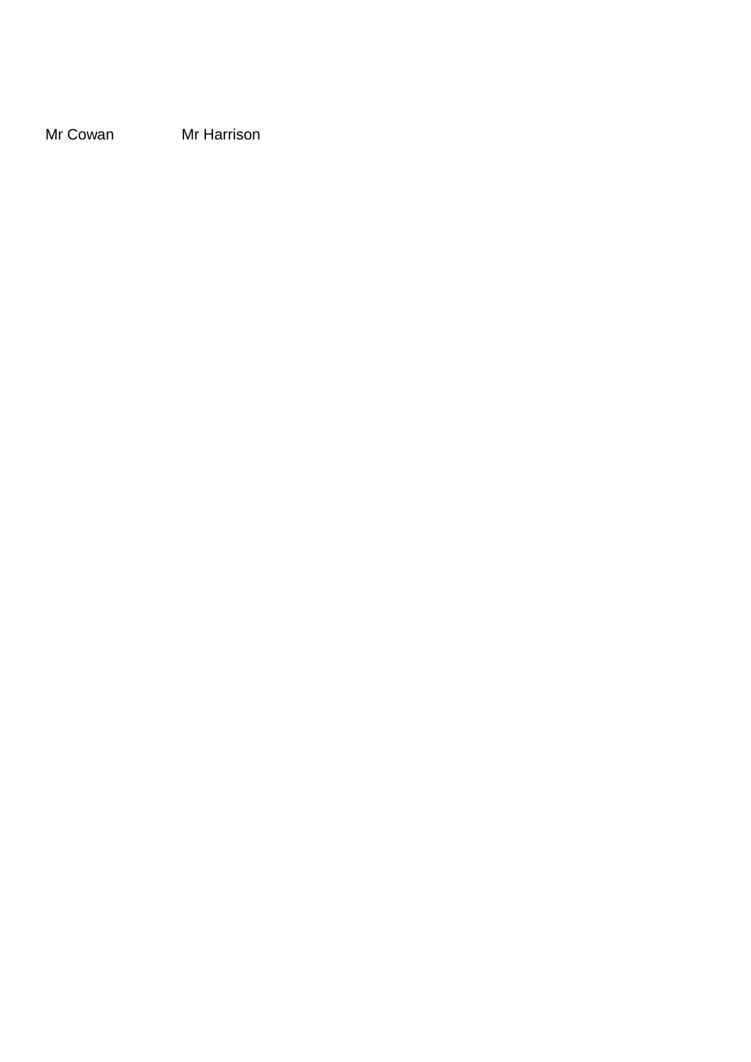Mr Cowan Mr Harrison